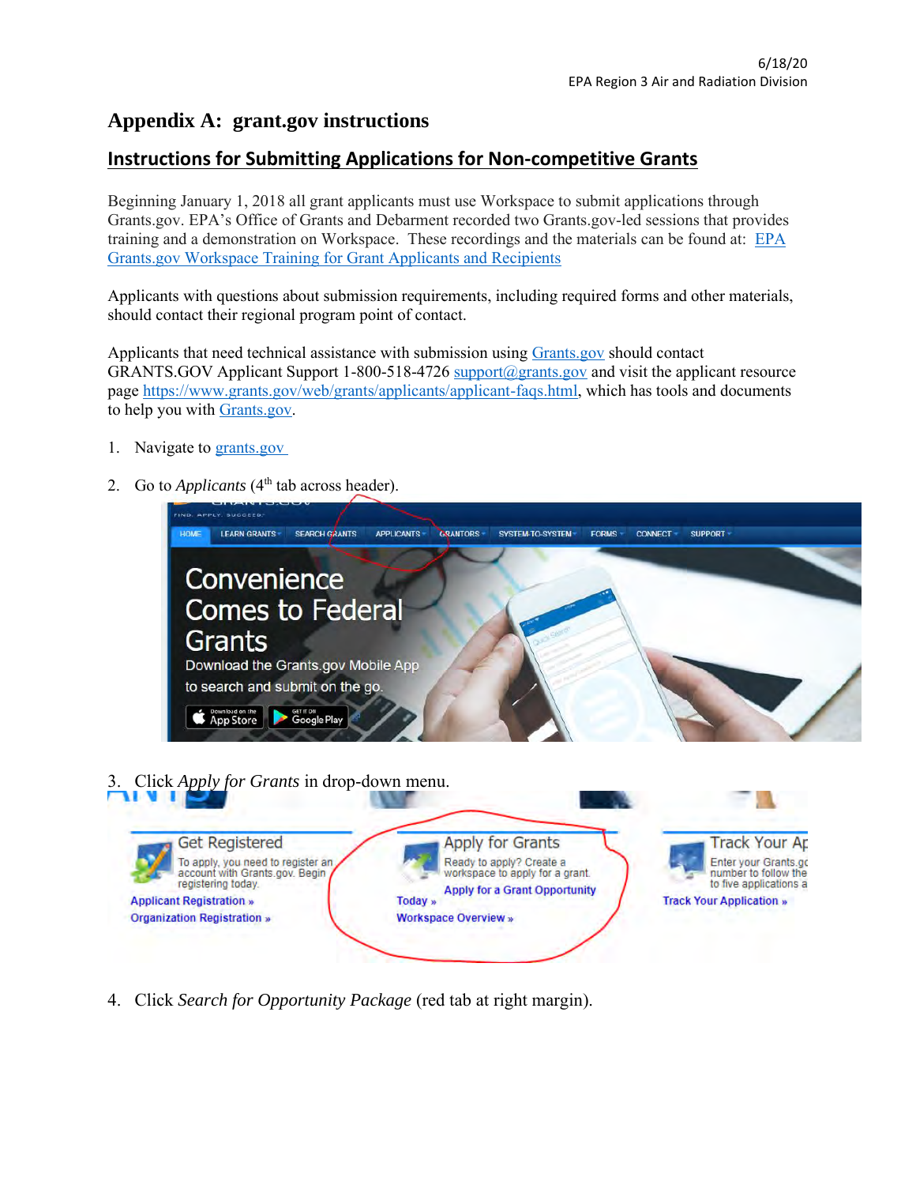# Appendix A: grant.gov instructions

## Instructions for Submitting Applications for Non-competitive Grants

Beginning January 1, 2018 all grant applicants must use Workspace to submit applications through Grants.gov. EPA's Office of Grants and Debarment recorded two Grants.gov-led sessions that provides training and a demonstration on Workspace. These recordings and the materials can be found at: EPA Grants.gov Workspace Training for Grant Applicants and Recipients

Applicants with questions about submission requirements, including required forms and other materials, should contact their regional program point of contact.

Applicants that need technical assistance with submission using Grants.gov should contact GRANTS.GOV Applicant Support 1-800-518-4726 support@grants.gov and visit the applicant resource page https://www.grants.gov/web/grants/applicants/applicant-faqs.html, which has tools and documents to help you with Grants.gov.

1. Navigate to grants.gov
2. Go to *Applicants* (4th tab across header).
3. Click *Apply for Grants* in drop-down menu.
4. Click *Search for Opportunity Package* (red tab at right margin).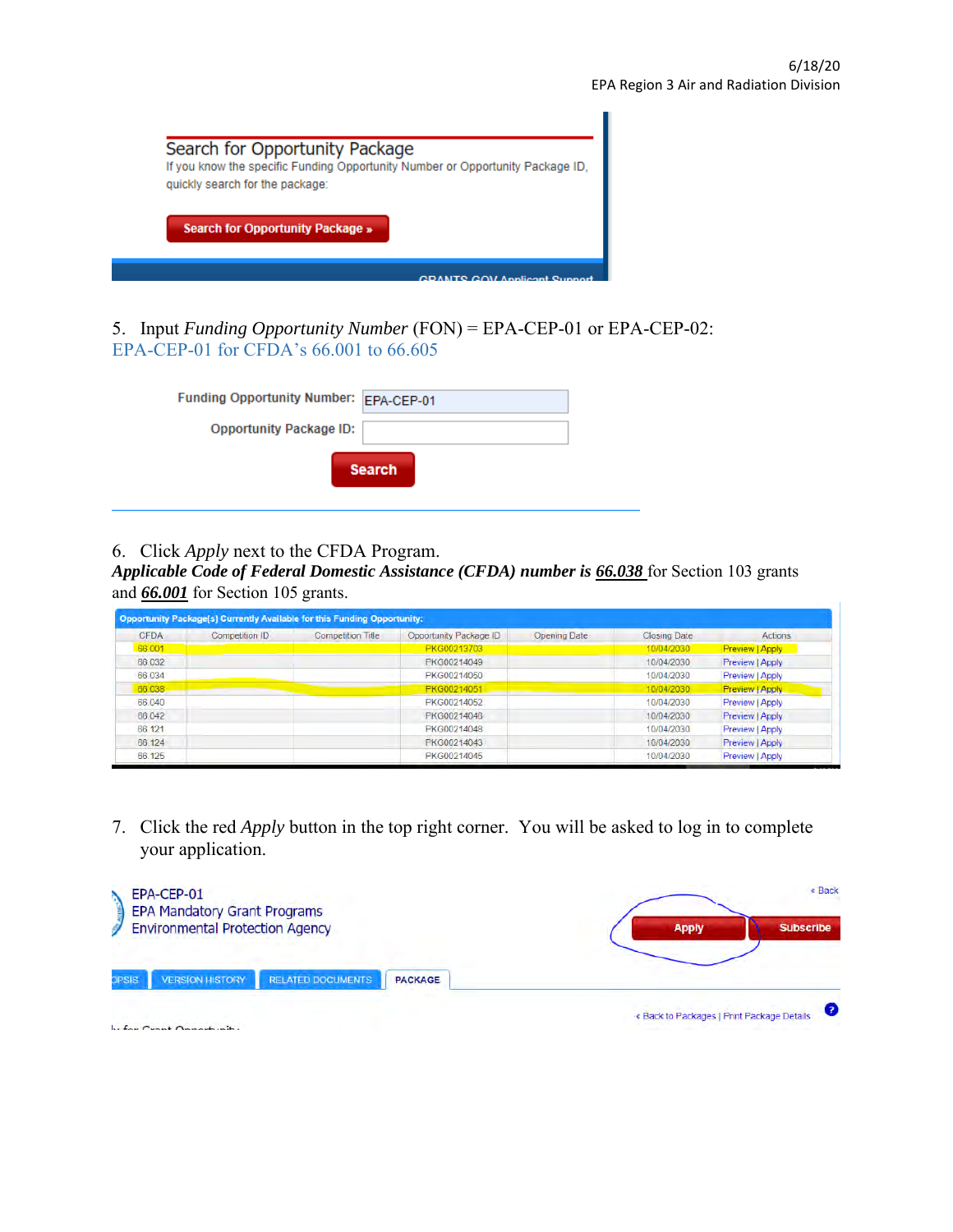Search for Opportunity Package

If you know the specific Funding Opportunity Number or Opportunity Package ID, quickly search for the package:

Search for Opportunity Package »

GRANTS.GOV Applicant Support

5. Input *Funding Opportunity Number* (FON) = EPA-CEP-01 or EPA-CEP-02:
EPA-CEP-01 for CFDA's 66.001 to 66.605

Funding Opportunity Number: EPA-CEP-01

Opportunity Package ID:

Search

6. Click *Apply* next to the CFDA Program.
***Applicable Code of Federal Domestic Assistance (CFDA) number is 66.038*** for Section 103 grants and ***66.001*** for Section 105 grants.

Opportunity Package(s) Currently Available for this Funding Opportunity:

| CFDA | Competition ID | Competition Title | Opportunity Package ID | Opening Date | Closing Date | Actions |
|---|---|---|---|---|---|---|
| 66.001 | | | PKG00213703 | | 10/04/2030 | Preview \| Apply |
| 66.032 | | | PKG00214049 | | 10/04/2030 | Preview \| Apply |
| 66.034 | | | PKG00214050 | | 10/04/2030 | Preview \| Apply |
| 66.038 | | | PKG00214051 | | 10/04/2030 | Preview \| Apply |
| 66.040 | | | PKG00214052 | | 10/04/2030 | Preview \| Apply |
| 66.042 | | | PKG00214046 | | 10/04/2030 | Preview \| Apply |
| 66.121 | | | PKG00214048 | | 10/04/2030 | Preview \| Apply |
| 66.124 | | | PKG00214043 | | 10/04/2030 | Preview \| Apply |
| 66.125 | | | PKG00214045 | | 10/04/2030 | Preview \| Apply |

7. Click the red *Apply* button in the top right corner. You will be asked to log in to complete your application.

EPA-CEP-01
EPA Mandatory Grant Programs
Environmental Protection Agency

« Back

Apply Subscribe

SYNOPSIS | VERSION HISTORY | RELATED DOCUMENTS | PACKAGE

« Back to Packages | Print Package Details